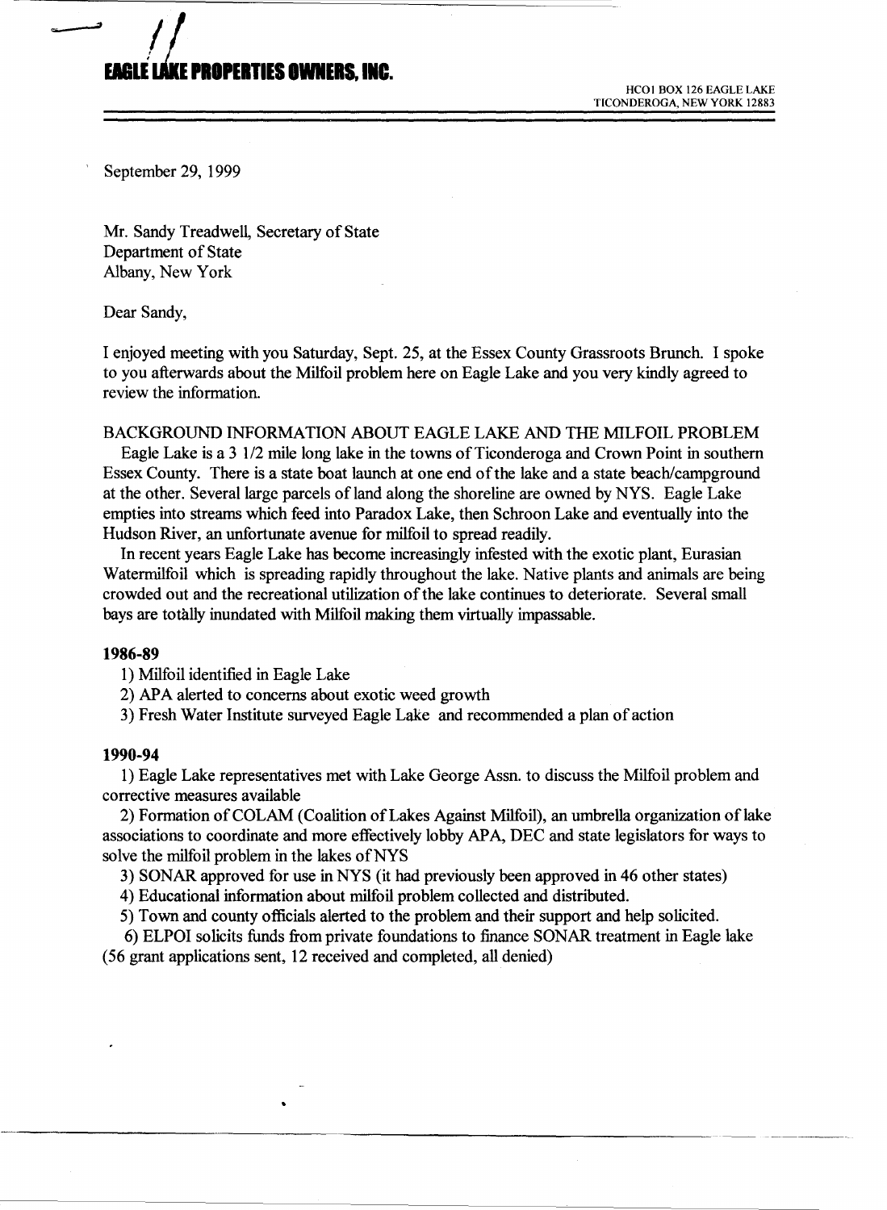# EAGLE LAKE PROPERTIES OWNERS, INC.

HCO1 BOX 126 EAGLE LAKE
TICONDEROGA, NEW YORK 12883

September 29, 1999

Mr. Sandy Treadwell, Secretary of State
Department of State
Albany, New York

Dear Sandy,

I enjoyed meeting with you Saturday, Sept. 25, at the Essex County Grassroots Brunch. I spoke to you afterwards about the Milfoil problem here on Eagle Lake and you very kindly agreed to review the information.

BACKGROUND INFORMATION ABOUT EAGLE LAKE AND THE MILFOIL PROBLEM

Eagle Lake is a 3 1/2 mile long lake in the towns of Ticonderoga and Crown Point in southern Essex County. There is a state boat launch at one end of the lake and a state beach/campground at the other. Several large parcels of land along the shoreline are owned by NYS. Eagle Lake empties into streams which feed into Paradox Lake, then Schroon Lake and eventually into the Hudson River, an unfortunate avenue for milfoil to spread readily.

In recent years Eagle Lake has become increasingly infested with the exotic plant, Eurasian Watermilfoil which is spreading rapidly throughout the lake. Native plants and animals are being crowded out and the recreational utilization of the lake continues to deteriorate. Several small bays are totally inundated with Milfoil making them virtually impassable.

**1986-89**

1) Milfoil identified in Eagle Lake
2) APA alerted to concerns about exotic weed growth
3) Fresh Water Institute surveyed Eagle Lake and recommended a plan of action

**1990-94**

1) Eagle Lake representatives met with Lake George Assn. to discuss the Milfoil problem and corrective measures available
2) Formation of COLAM (Coalition of Lakes Against Milfoil), an umbrella organization of lake associations to coordinate and more effectively lobby APA, DEC and state legislators for ways to solve the milfoil problem in the lakes of NYS
3) SONAR approved for use in NYS (it had previously been approved in 46 other states)
4) Educational information about milfoil problem collected and distributed.
5) Town and county officials alerted to the problem and their support and help solicited.
6) ELPOI solicits funds from private foundations to finance SONAR treatment in Eagle lake (56 grant applications sent, 12 received and completed, all denied)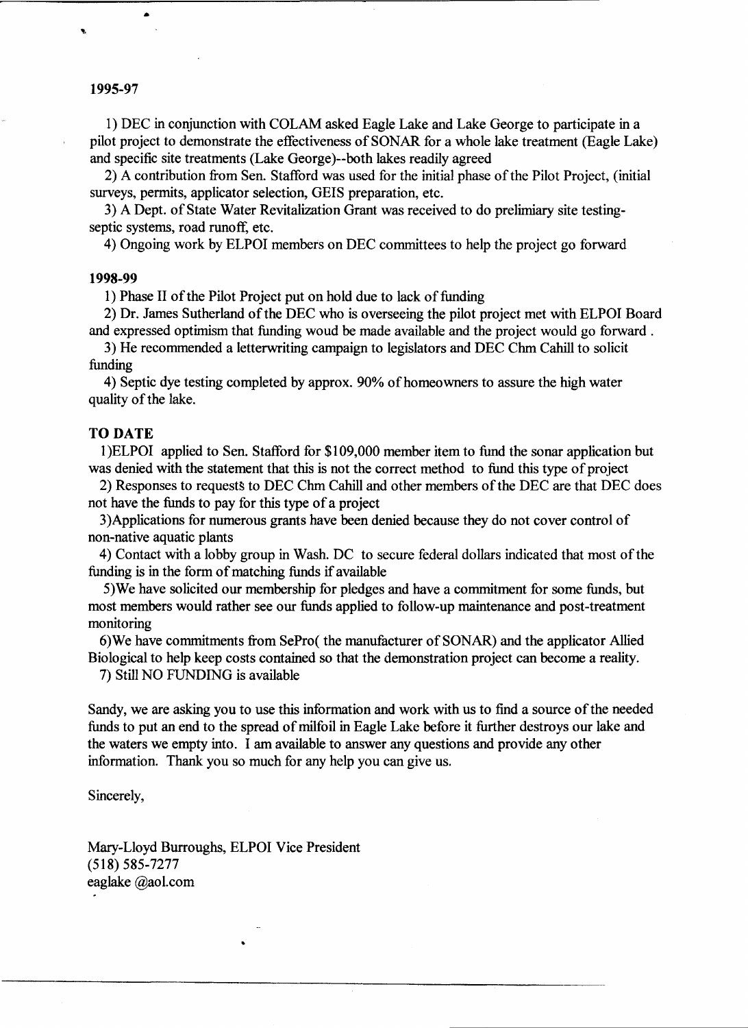**1995-97**

1) DEC in conjunction with COLAM asked Eagle Lake and Lake George to participate in a pilot project to demonstrate the effectiveness of SONAR for a whole lake treatment (Eagle Lake) and specific site treatments (Lake George)--both lakes readily agreed

2) A contribution from Sen. Stafford was used for the initial phase of the Pilot Project, (initial surveys, permits, applicator selection, GEIS preparation, etc.

3) A Dept. of State Water Revitalization Grant was received to do prelimiary site testing-septic systems, road runoff, etc.

4) Ongoing work by ELPOI members on DEC committees to help the project go forward

**1998-99**

1) Phase II of the Pilot Project put on hold due to lack of funding

2) Dr. James Sutherland of the DEC who is overseeing the pilot project met with ELPOI Board and expressed optimism that funding woud be made available and the project would go forward .

3) He recommended a letterwriting campaign to legislators and DEC Chm Cahill to solicit funding

4) Septic dye testing completed by approx. 90% of homeowners to assure the high water quality of the lake.

**TO DATE**

1)ELPOI applied to Sen. Stafford for $109,000 member item to fund the sonar application but was denied with the statement that this is not the correct method to fund this type of project

2) Responses to requests to DEC Chm Cahill and other members of the DEC are that DEC does not have the funds to pay for this type of a project

3)Applications for numerous grants have been denied because they do not cover control of non-native aquatic plants

4) Contact with a lobby group in Wash. DC to secure federal dollars indicated that most of the funding is in the form of matching funds if available

5)We have solicited our membership for pledges and have a commitment for some funds, but most members would rather see our funds applied to follow-up maintenance and post-treatment monitoring

6)We have commitments from SePro( the manufacturer of SONAR) and the applicator Allied Biological to help keep costs contained so that the demonstration project can become a reality.

7) Still NO FUNDING is available

Sandy, we are asking you to use this information and work with us to find a source of the needed funds to put an end to the spread of milfoil in Eagle Lake before it further destroys our lake and the waters we empty into. I am available to answer any questions and provide any other information. Thank you so much for any help you can give us.

Sincerely,

Mary-Lloyd Burroughs, ELPOI Vice President
(518) 585-7277
eaglake @aol.com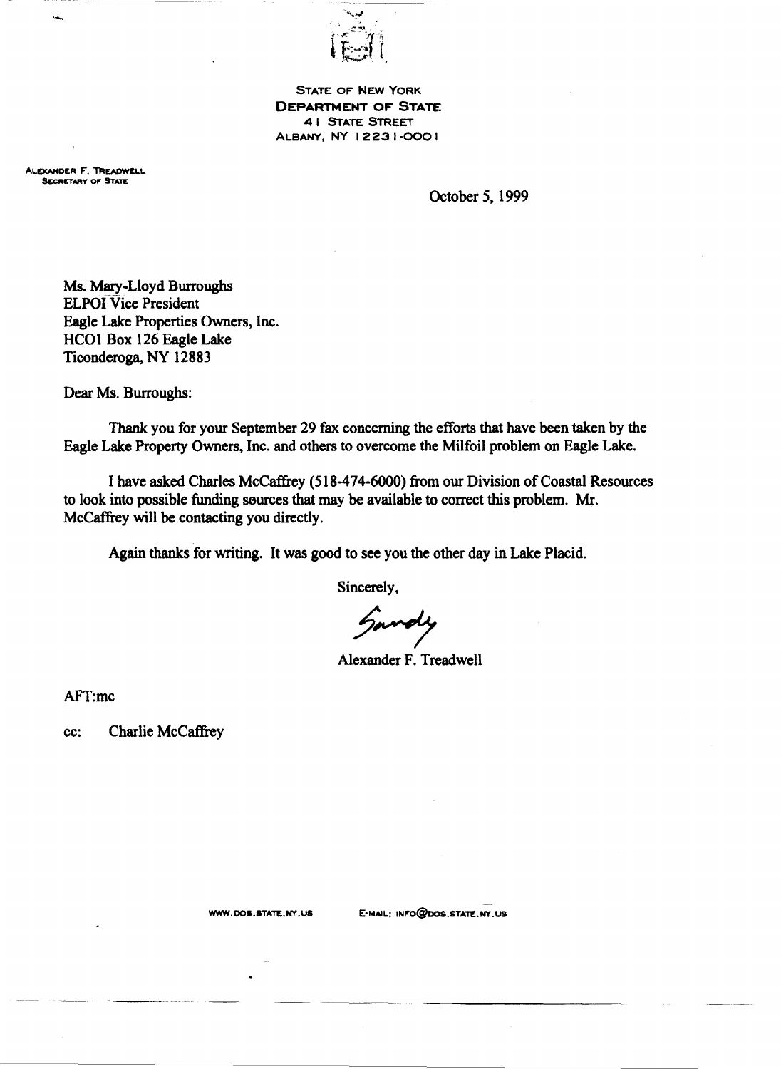STATE OF NEW YORK
**DEPARTMENT OF STATE**
41 STATE STREET
ALBANY, NY 12231-0001

ALEXANDER F. TREADWELL
SECRETARY OF STATE

October 5, 1999

Ms. Mary-Lloyd Burroughs
ELPOI Vice President
Eagle Lake Properties Owners, Inc.
HCO1 Box 126 Eagle Lake
Ticonderoga, NY 12883

Dear Ms. Burroughs:

Thank you for your September 29 fax concerning the efforts that have been taken by the Eagle Lake Property Owners, Inc. and others to overcome the Milfoil problem on Eagle Lake.

I have asked Charles McCaffrey (518-474-6000) from our Division of Coastal Resources to look into possible funding sources that may be available to correct this problem. Mr. McCaffrey will be contacting you directly.

Again thanks for writing. It was good to see you the other day in Lake Placid.

Sincerely,

Sandy

Alexander F. Treadwell

AFT:mc

cc: Charlie McCaffrey

WWW.DOS.STATE.NY.US E-MAIL: INFO@DOS.STATE.NY.US